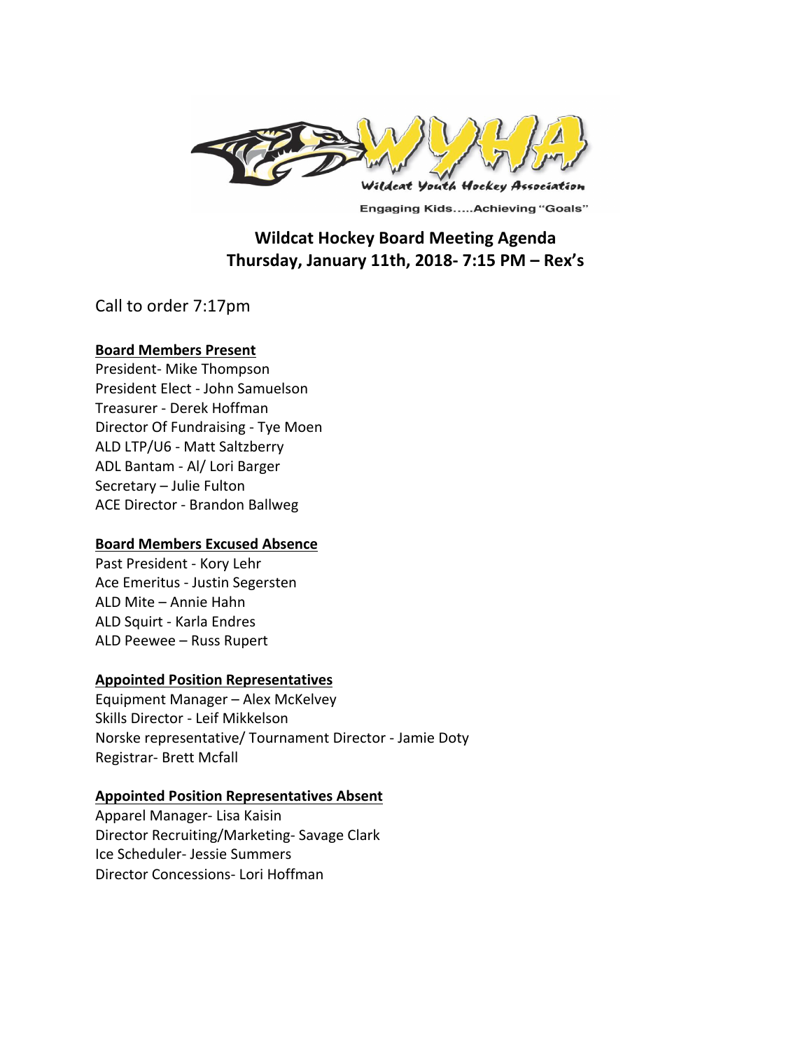# Wildcat Hockey Board Meeting Agenda
## Thursday, January 11th, 2018- 7:15 PM – Rex's

Call to order 7:17pm

**Board Members Present**

President- Mike Thompson
President Elect - John Samuelson
Treasurer - Derek Hoffman
Director Of Fundraising - Tye Moen
ALD LTP/U6 - Matt Saltzberry
ADL Bantam - Al/ Lori Barger
Secretary – Julie Fulton
ACE Director - Brandon Ballweg

**Board Members Excused Absence**

Past President - Kory Lehr
Ace Emeritus - Justin Segersten
ALD Mite – Annie Hahn
ALD Squirt - Karla Endres
ALD Peewee – Russ Rupert

**Appointed Position Representatives**

Equipment Manager – Alex McKelvey
Skills Director - Leif Mikkelson
Norske representative/ Tournament Director - Jamie Doty
Registrar- Brett Mcfall

**Appointed Position Representatives Absent**

Apparel Manager- Lisa Kaisin
Director Recruiting/Marketing- Savage Clark
Ice Scheduler- Jessie Summers
Director Concessions- Lori Hoffman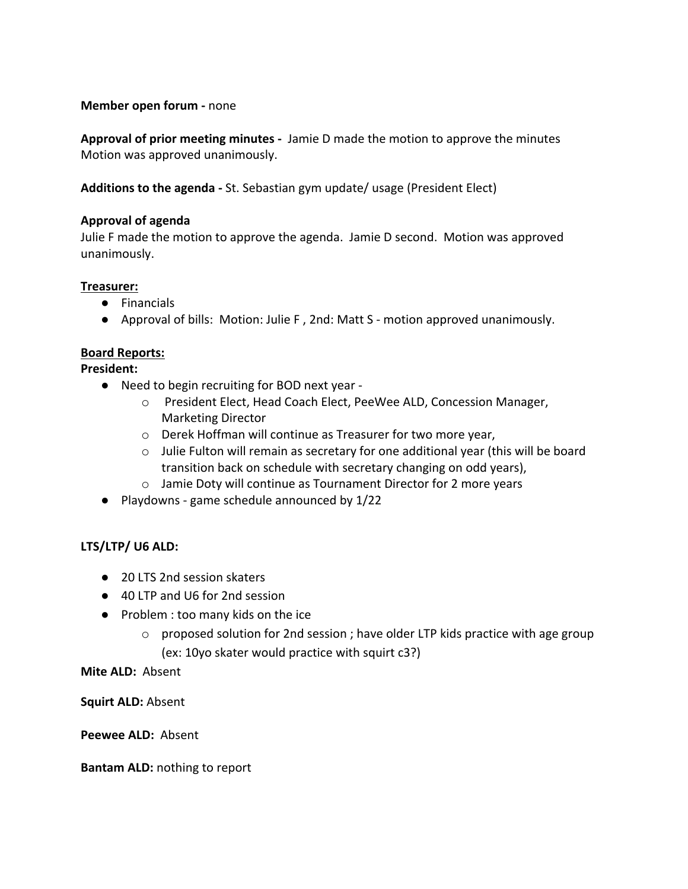**Member open forum -** none

**Approval of prior meeting minutes -** Jamie D made the motion to approve the minutes Motion was approved unanimously.

**Additions to the agenda -** St. Sebastian gym update/ usage (President Elect)

**Approval of agenda**

Julie F made the motion to approve the agenda. Jamie D second. Motion was approved unanimously.

**Treasurer:**

- Financials
- Approval of bills: Motion: Julie F , 2nd: Matt S - motion approved unanimously.

**Board Reports:**

**President:**

- Need to begin recruiting for BOD next year -
  - President Elect, Head Coach Elect, PeeWee ALD, Concession Manager, Marketing Director
  - Derek Hoffman will continue as Treasurer for two more year,
  - Julie Fulton will remain as secretary for one additional year (this will be board transition back on schedule with secretary changing on odd years),
  - Jamie Doty will continue as Tournament Director for 2 more years
- Playdowns - game schedule announced by 1/22

**LTS/LTP/ U6 ALD:**

- 20 LTS 2nd session skaters
- 40 LTP and U6 for 2nd session
- Problem : too many kids on the ice
  - proposed solution for 2nd session ; have older LTP kids practice with age group (ex: 10yo skater would practice with squirt c3?)

**Mite ALD:** Absent

**Squirt ALD:** Absent

**Peewee ALD:** Absent

**Bantam ALD:** nothing to report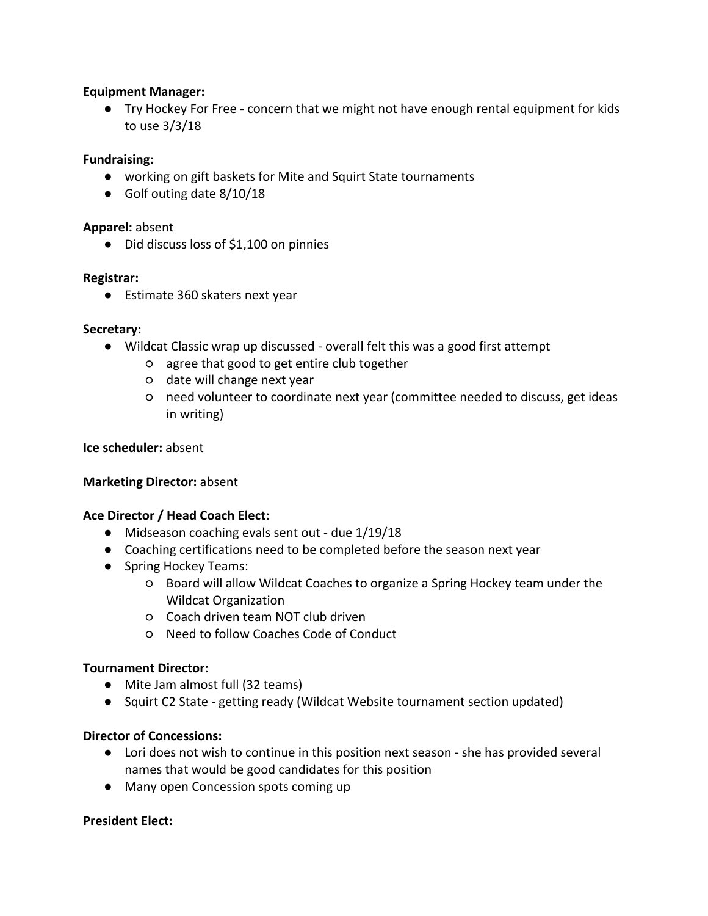**Equipment Manager:**

- Try Hockey For Free - concern that we might not have enough rental equipment for kids to use 3/3/18

**Fundraising:**

- working on gift baskets for Mite and Squirt State tournaments
- Golf outing date 8/10/18

**Apparel:** absent

- Did discuss loss of $1,100 on pinnies

**Registrar:**

- Estimate 360 skaters next year

**Secretary:**

- Wildcat Classic wrap up discussed - overall felt this was a good first attempt
  - agree that good to get entire club together
  - date will change next year
  - need volunteer to coordinate next year (committee needed to discuss, get ideas in writing)

**Ice scheduler:** absent

**Marketing Director:** absent

**Ace Director / Head Coach Elect:**

- Midseason coaching evals sent out - due 1/19/18
- Coaching certifications need to be completed before the season next year
- Spring Hockey Teams:
  - Board will allow Wildcat Coaches to organize a Spring Hockey team under the Wildcat Organization
  - Coach driven team NOT club driven
  - Need to follow Coaches Code of Conduct

**Tournament Director:**

- Mite Jam almost full (32 teams)
- Squirt C2 State - getting ready (Wildcat Website tournament section updated)

**Director of Concessions:**

- Lori does not wish to continue in this position next season - she has provided several names that would be good candidates for this position
- Many open Concession spots coming up

**President Elect:**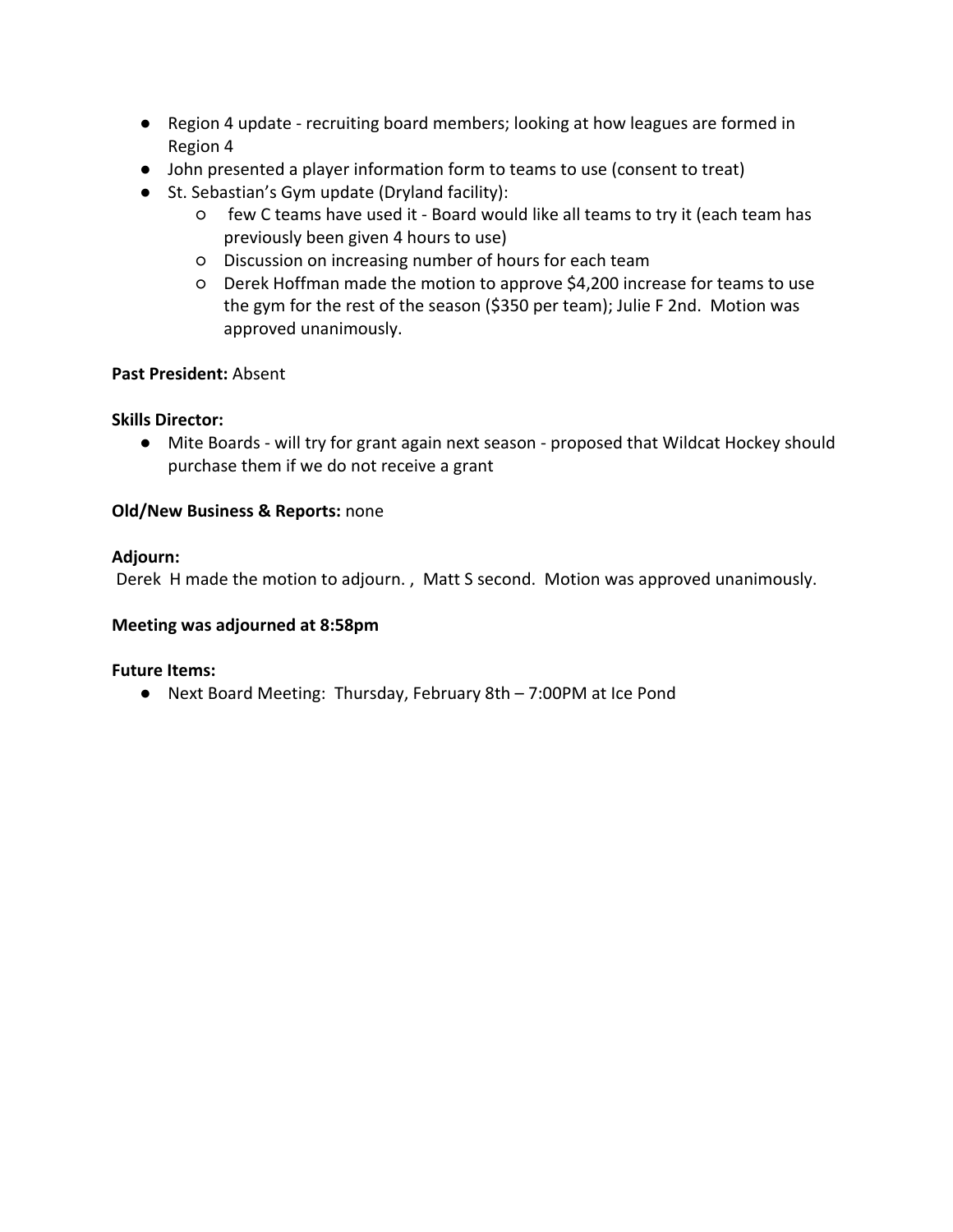- Region 4 update - recruiting board members; looking at how leagues are formed in Region 4
- John presented a player information form to teams to use (consent to treat)
- St. Sebastian's Gym update (Dryland facility):
  - few C teams have used it - Board would like all teams to try it (each team has previously been given 4 hours to use)
  - Discussion on increasing number of hours for each team
  - Derek Hoffman made the motion to approve $4,200 increase for teams to use the gym for the rest of the season ($350 per team); Julie F 2nd. Motion was approved unanimously.

**Past President:** Absent

**Skills Director:**

- Mite Boards - will try for grant again next season - proposed that Wildcat Hockey should purchase them if we do not receive a grant

**Old/New Business & Reports:** none

**Adjourn:**

Derek H made the motion to adjourn. , Matt S second. Motion was approved unanimously.

**Meeting was adjourned at 8:58pm**

**Future Items:**

- Next Board Meeting: Thursday, February 8th – 7:00PM at Ice Pond